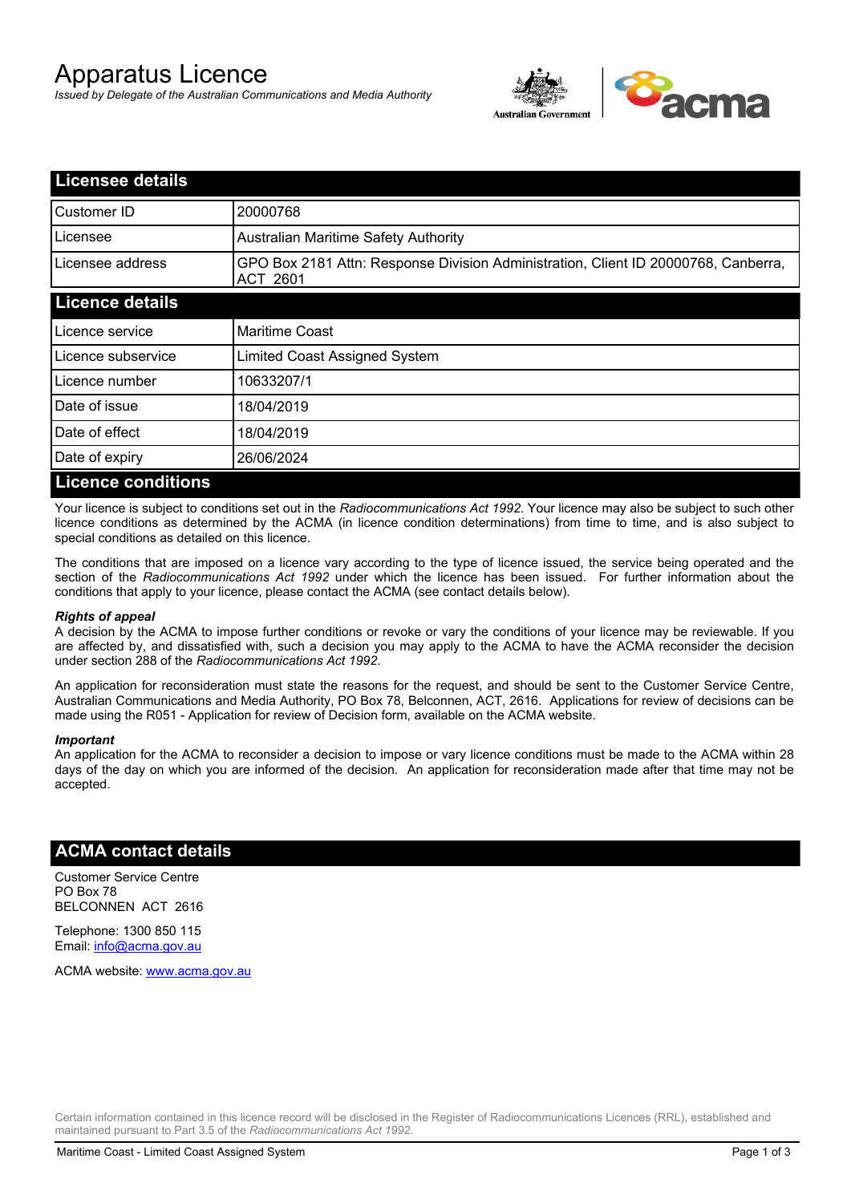# Apparatus Licence

*Issued by Delegate of the Australian Communications and Media Authority*

## Licensee details

| | |
|---|---|
| Customer ID | 20000768 |
| Licensee | Australian Maritime Safety Authority |
| Licensee address | GPO Box 2181 Attn: Response Division Administration, Client ID 20000768, Canberra, ACT 2601 |

## Licence details

| | |
|---|---|
| Licence service | Maritime Coast |
| Licence subservice | Limited Coast Assigned System |
| Licence number | 10633207/1 |
| Date of issue | 18/04/2019 |
| Date of effect | 18/04/2019 |
| Date of expiry | 26/06/2024 |

## Licence conditions

Your licence is subject to conditions set out in the *Radiocommunications Act 1992*. Your licence may also be subject to such other licence conditions as determined by the ACMA (in licence condition determinations) from time to time, and is also subject to special conditions as detailed on this licence.

The conditions that are imposed on a licence vary according to the type of licence issued, the service being operated and the section of the *Radiocommunications Act 1992* under which the licence has been issued. For further information about the conditions that apply to your licence, please contact the ACMA (see contact details below).

***Rights of appeal***

A decision by the ACMA to impose further conditions or revoke or vary the conditions of your licence may be reviewable. If you are affected by, and dissatisfied with, such a decision you may apply to the ACMA to have the ACMA reconsider the decision under section 288 of the *Radiocommunications Act 1992*.

An application for reconsideration must state the reasons for the request, and should be sent to the Customer Service Centre, Australian Communications and Media Authority, PO Box 78, Belconnen, ACT, 2616. Applications for review of decisions can be made using the R051 - Application for review of Decision form, available on the ACMA website.

***Important***

An application for the ACMA to reconsider a decision to impose or vary licence conditions must be made to the ACMA within 28 days of the day on which you are informed of the decision. An application for reconsideration made after that time may not be accepted.

## ACMA contact details

Customer Service Centre
PO Box 78
BELCONNEN ACT 2616

Telephone: 1300 850 115
Email: info@acma.gov.au

ACMA website: www.acma.gov.au

Certain information contained in this licence record will be disclosed in the Register of Radiocommunications Licences (RRL), established and maintained pursuant to Part 3.5 of the *Radiocommunications Act 1992.*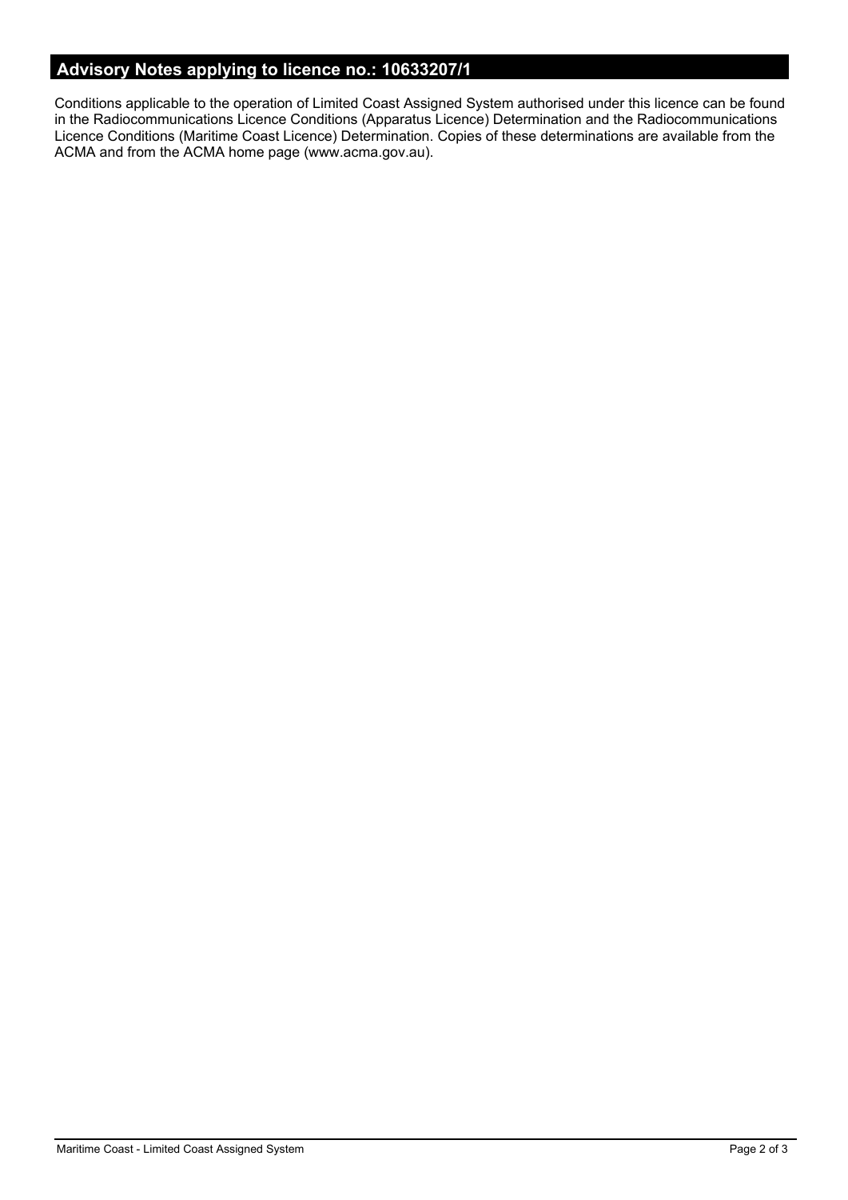## Advisory Notes applying to licence no.: 10633207/1

Conditions applicable to the operation of Limited Coast Assigned System authorised under this licence can be found in the Radiocommunications Licence Conditions (Apparatus Licence) Determination and the Radiocommunications Licence Conditions (Maritime Coast Licence) Determination. Copies of these determinations are available from the ACMA and from the ACMA home page (www.acma.gov.au).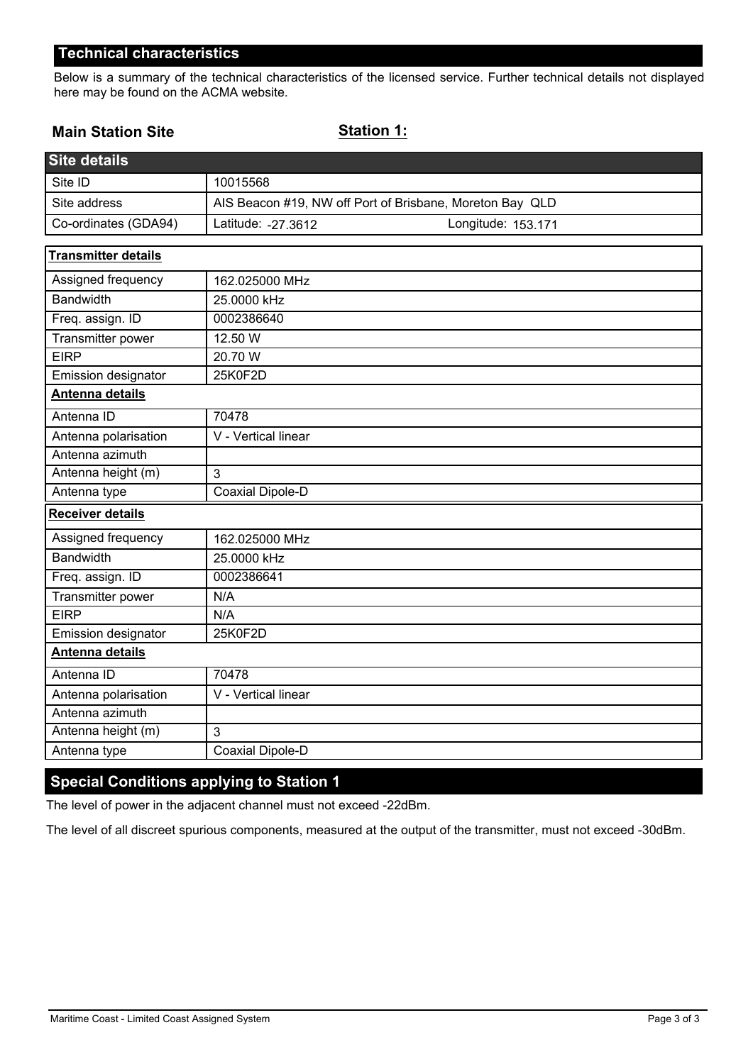## Technical characteristics

Below is a summary of the technical characteristics of the licensed service. Further technical details not displayed here may be found on the ACMA website.

**Main Station Site** **Station 1:**

| Site details | |
|---|---|
| Site ID | 10015568 |
| Site address | AIS Beacon #19, NW off Port of Brisbane, Moreton Bay QLD |
| Co-ordinates (GDA94) | Latitude: -27.3612 Longitude: 153.171 |

| Transmitter details | |
|---|---|
| Assigned frequency | 162.025000 MHz |
| Bandwidth | 25.0000 kHz |
| Freq. assign. ID | 0002386640 |
| Transmitter power | 12.50 W |
| EIRP | 20.70 W |
| Emission designator | 25K0F2D |
| **Antenna details** | |
| Antenna ID | 70478 |
| Antenna polarisation | V - Vertical linear |
| Antenna azimuth | |
| Antenna height (m) | 3 |
| Antenna type | Coaxial Dipole-D |

| Receiver details | |
|---|---|
| Assigned frequency | 162.025000 MHz |
| Bandwidth | 25.0000 kHz |
| Freq. assign. ID | 0002386641 |
| Transmitter power | N/A |
| EIRP | N/A |
| Emission designator | 25K0F2D |
| **Antenna details** | |
| Antenna ID | 70478 |
| Antenna polarisation | V - Vertical linear |
| Antenna azimuth | |
| Antenna height (m) | 3 |
| Antenna type | Coaxial Dipole-D |

## Special Conditions applying to Station 1

The level of power in the adjacent channel must not exceed -22dBm.

The level of all discreet spurious components, measured at the output of the transmitter, must not exceed -30dBm.